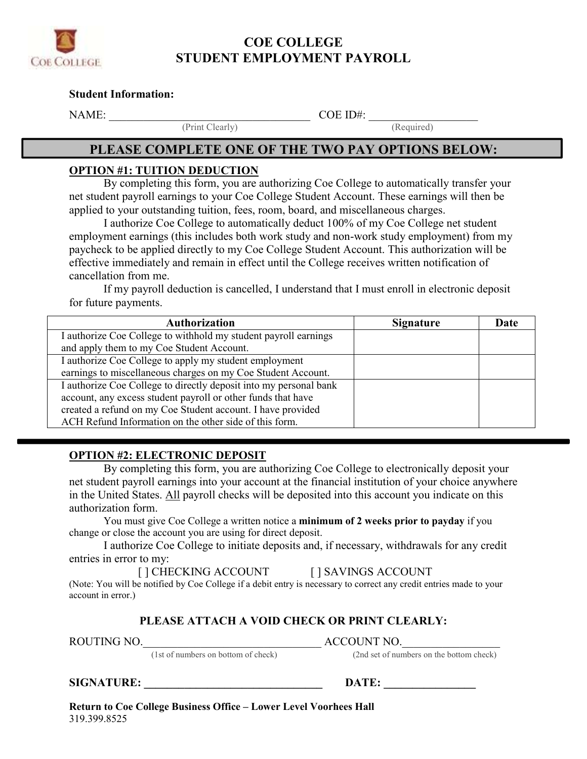# COE COLLEGE
# STUDENT EMPLOYMENT PAYROLL

**Student Information:**

NAME: ___________________________________ COE ID#: __________________
(Print Clearly) (Required)

## PLEASE COMPLETE ONE OF THE TWO PAY OPTIONS BELOW:

### OPTION #1: TUITION DEDUCTION

By completing this form, you are authorizing Coe College to automatically transfer your net student payroll earnings to your Coe College Student Account. These earnings will then be applied to your outstanding tuition, fees, room, board, and miscellaneous charges.

I authorize Coe College to automatically deduct 100% of my Coe College net student employment earnings (this includes both work study and non-work study employment) from my paycheck to be applied directly to my Coe College Student Account. This authorization will be effective immediately and remain in effect until the College receives written notification of cancellation from me.

If my payroll deduction is cancelled, I understand that I must enroll in electronic deposit for future payments.

| Authorization | Signature | Date |
|---|---|---|
| I authorize Coe College to withhold my student payroll earnings and apply them to my Coe Student Account. | | |
| I authorize Coe College to apply my student employment earnings to miscellaneous charges on my Coe Student Account. | | |
| I authorize Coe College to directly deposit into my personal bank account, any excess student payroll or other funds that have created a refund on my Coe Student account. I have provided ACH Refund Information on the other side of this form. | | |

### OPTION #2: ELECTRONIC DEPOSIT

By completing this form, you are authorizing Coe College to electronically deposit your net student payroll earnings into your account at the financial institution of your choice anywhere in the United States. All payroll checks will be deposited into this account you indicate on this authorization form.

You must give Coe College a written notice a **minimum of 2 weeks prior to payday** if you change or close the account you are using for direct deposit.

I authorize Coe College to initiate deposits and, if necessary, withdrawals for any credit entries in error to my:

[ ] CHECKING ACCOUNT [ ] SAVINGS ACCOUNT

(Note: You will be notified by Coe College if a debit entry is necessary to correct any credit entries made to your account in error.)

**PLEASE ATTACH A VOID CHECK OR PRINT CLEARLY:**

ROUTING NO.________________________________ ACCOUNT NO._________________
(1st of numbers on bottom of check) (2nd set of numbers on the bottom check)

**SIGNATURE: ________________________________ DATE: ________________**

**Return to Coe College Business Office – Lower Level Voorhees Hall**
319.399.8525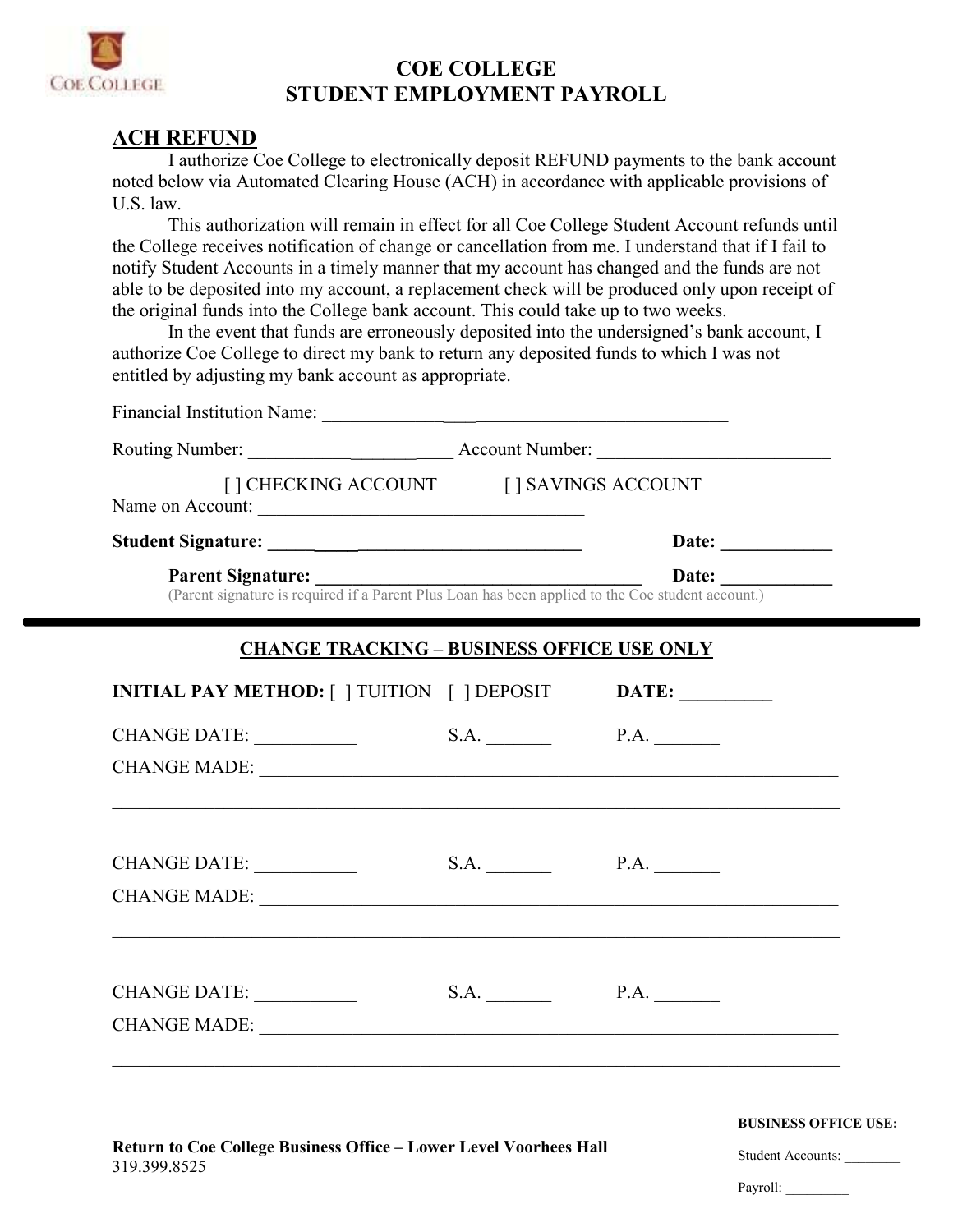# COE COLLEGE
# STUDENT EMPLOYMENT PAYROLL

## ACH REFUND

I authorize Coe College to electronically deposit REFUND payments to the bank account noted below via Automated Clearing House (ACH) in accordance with applicable provisions of U.S. law.

This authorization will remain in effect for all Coe College Student Account refunds until the College receives notification of change or cancellation from me. I understand that if I fail to notify Student Accounts in a timely manner that my account has changed and the funds are not able to be deposited into my account, a replacement check will be produced only upon receipt of the original funds into the College bank account. This could take up to two weeks.

In the event that funds are erroneously deposited into the undersigned's bank account, I authorize Coe College to direct my bank to return any deposited funds to which I was not entitled by adjusting my bank account as appropriate.

Financial Institution Name: ________________________________________

Routing Number: ____________________ Account Number: ____________________

[ ] CHECKING ACCOUNT [ ] SAVINGS ACCOUNT

Name on Account: ______________________________

**Student Signature: ______________________________ Date: ____________**

**Parent Signature: ______________________________ Date: ____________**

(Parent signature is required if a Parent Plus Loan has been applied to the Coe student account.)

---

**CHANGE TRACKING – BUSINESS OFFICE USE ONLY**

**INITIAL PAY METHOD:** [ ] TUITION [ ] DEPOSIT **DATE: __________**

CHANGE DATE: ___________ S.A. _______ P.A. _______

CHANGE MADE: ____________________________________________________________

________________________________________________________________________

CHANGE DATE: ___________ S.A. _______ P.A. _______

CHANGE MADE: ____________________________________________________________

________________________________________________________________________

CHANGE DATE: ___________ S.A. _______ P.A. _______

CHANGE MADE: ____________________________________________________________

________________________________________________________________________

**Return to Coe College Business Office – Lower Level Voorhees Hall**
319.399.8525

**BUSINESS OFFICE USE:**

Student Accounts: ________

Payroll: _________